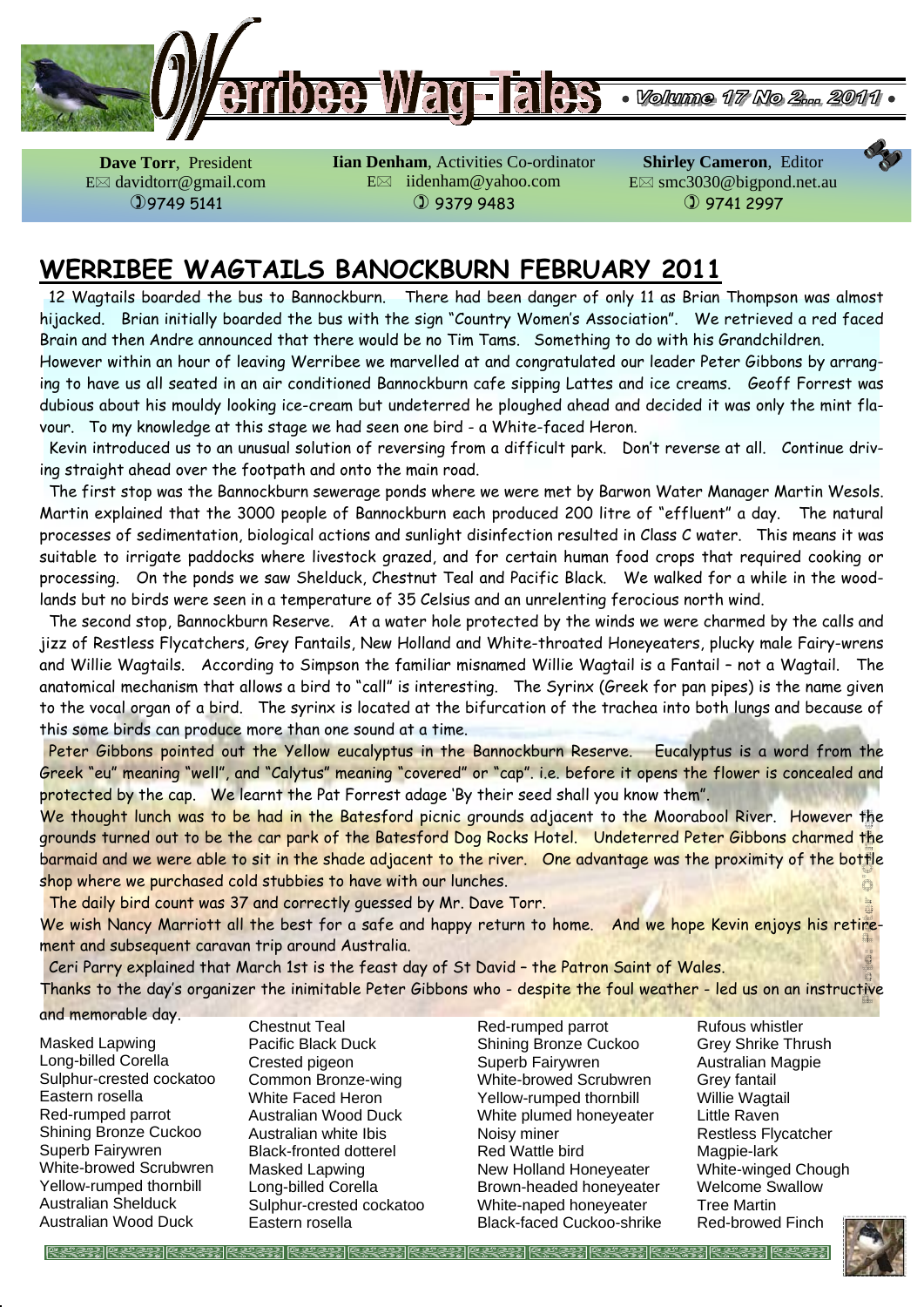# Werribee Wag-Tales • Volume 17 No 2... 2011 •

**Dave Torr**, President
E✉ davidtorr@gmail.com
✆9749 5141

**Iian Denham**, Activities Co-ordinator
E✉ iidenham@yahoo.com
✆ 9379 9483

**Shirley Cameron**, Editor
E✉ smc3030@bigpond.net.au
✆ 9741 2997

## WERRIBEE WAGTAILS BANOCKBURN FEBRUARY 2011

12 Wagtails boarded the bus to Bannockburn. There had been danger of only 11 as Brian Thompson was almost hijacked. Brian initially boarded the bus with the sign "Country Women's Association". We retrieved a red faced Brain and then Andre announced that there would be no Tim Tams. Something to do with his Grandchildren.
However within an hour of leaving Werribee we marvelled at and congratulated our leader Peter Gibbons by arranging to have us all seated in an air conditioned Bannockburn cafe sipping Lattes and ice creams. Geoff Forrest was dubious about his mouldy looking ice-cream but undeterred he ploughed ahead and decided it was only the mint flavour. To my knowledge at this stage we had seen one bird - a White-faced Heron.

Kevin introduced us to an unusual solution of reversing from a difficult park. Don't reverse at all. Continue driving straight ahead over the footpath and onto the main road.

The first stop was the Bannockburn sewerage ponds where we were met by Barwon Water Manager Martin Wesols. Martin explained that the 3000 people of Bannockburn each produced 200 litre of "effluent" a day. The natural processes of sedimentation, biological actions and sunlight disinfection resulted in Class C water. This means it was suitable to irrigate paddocks where livestock grazed, and for certain human food crops that required cooking or processing. On the ponds we saw Shelduck, Chestnut Teal and Pacific Black. We walked for a while in the woodlands but no birds were seen in a temperature of 35 Celsius and an unrelenting ferocious north wind.

The second stop, Bannockburn Reserve. At a water hole protected by the winds we were charmed by the calls and jizz of Restless Flycatchers, Grey Fantails, New Holland and White-throated Honeyeaters, plucky male Fairy-wrens and Willie Wagtails. According to Simpson the familiar misnamed Willie Wagtail is a Fantail – not a Wagtail. The anatomical mechanism that allows a bird to "call" is interesting. The Syrinx (Greek for pan pipes) is the name given to the vocal organ of a bird. The syrinx is located at the bifurcation of the trachea into both lungs and because of this some birds can produce more than one sound at a time.

Peter Gibbons pointed out the Yellow eucalyptus in the Bannockburn Reserve. Eucalyptus is a word from the Greek "eu" meaning "well", and "Calytus" meaning "covered" or "cap". i.e. before it opens the flower is concealed and protected by the cap. We learnt the Pat Forrest adage 'By their seed shall you know them".
We thought lunch was to be had in the Batesford picnic grounds adjacent to the Moorabool River. However the grounds turned out to be the car park of the Batesford Dog Rocks Hotel. Undeterred Peter Gibbons charmed the barmaid and we were able to sit in the shade adjacent to the river. One advantage was the proximity of the bottle shop where we purchased cold stubbies to have with our lunches.

The daily bird count was 37 and correctly guessed by Mr. Dave Torr.
We wish Nancy Marriott all the best for a safe and happy return to home. And we hope Kevin enjoys his retirement and subsequent caravan trip around Australia.

Ceri Parry explained that March 1st is the feast day of St David – the Patron Saint of Wales.
Thanks to the day's organizer the inimitable Peter Gibbons who - despite the foul weather - led us on an instructive and memorable day.

- Masked Lapwing
- Long-billed Corella
- Sulphur-crested cockatoo
- Eastern rosella
- Red-rumped parrot
- Shining Bronze Cuckoo
- Superb Fairywren
- White-browed Scrubwren
- Yellow-rumped thornbill
- Australian Shelduck
- Australian Wood Duck
- Chestnut Teal
- Pacific Black Duck
- Crested pigeon
- Common Bronze-wing
- White Faced Heron
- Australian Wood Duck
- Australian white Ibis
- Black-fronted dotterel
- Masked Lapwing
- Long-billed Corella
- Sulphur-crested cockatoo
- Eastern rosella
- Red-rumped parrot
- Shining Bronze Cuckoo
- Superb Fairywren
- White-browed Scrubwren
- Yellow-rumped thornbill
- White plumed honeyeater
- Noisy miner
- Red Wattle bird
- New Holland Honeyeater
- Brown-headed honeyeater
- White-naped honeyeater
- Black-faced Cuckoo-shrike
- Rufous whistler
- Grey Shrike Thrush
- Australian Magpie
- Grey fantail
- Willie Wagtail
- Little Raven
- Restless Flycatcher
- Magpie-lark
- White-winged Chough
- Welcome Swallow
- Tree Martin
- Red-browed Finch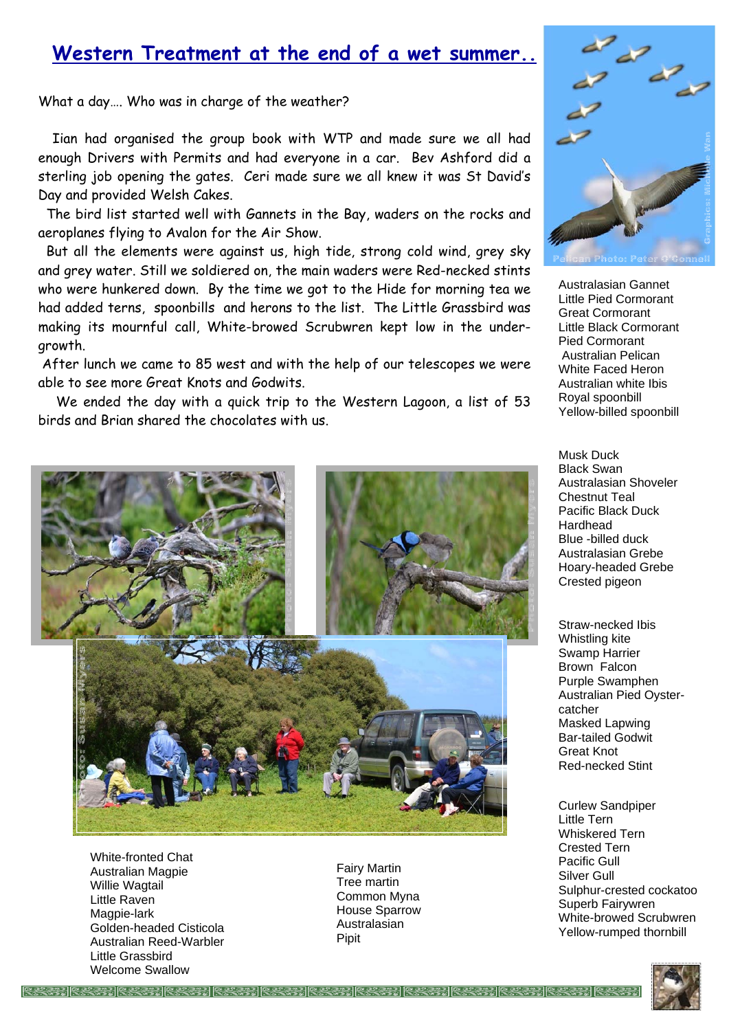# Western Treatment at the end of a wet summer..

What a day…. Who was in charge of the weather?

Iian had organised the group book with WTP and made sure we all had enough Drivers with Permits and had everyone in a car. Bev Ashford did a sterling job opening the gates. Ceri made sure we all knew it was St David's Day and provided Welsh Cakes.

The bird list started well with Gannets in the Bay, waders on the rocks and aeroplanes flying to Avalon for the Air Show.

But all the elements were against us, high tide, strong cold wind, grey sky and grey water. Still we soldiered on, the main waders were Red-necked stints who were hunkered down. By the time we got to the Hide for morning tea we had added terns, spoonbills and herons to the list. The Little Grassbird was making its mournful call, White-browed Scrubwren kept low in the under-growth.

After lunch we came to 85 west and with the help of our telescopes we were able to see more Great Knots and Godwits.

We ended the day with a quick trip to the Western Lagoon, a list of 53 birds and Brian shared the chocolates with us.

Graphics: Michelle Wan

Pelican Photo: Peter O'Connell

Australasian Gannet
Little Pied Cormorant
Great Cormorant
Little Black Cormorant
Pied Cormorant
Australian Pelican
White Faced Heron
Australian white Ibis
Royal spoonbill
Yellow-billed spoonbill

Musk Duck
Black Swan
Australasian Shoveler
Chestnut Teal
Pacific Black Duck
Hardhead
Blue -billed duck
Australasian Grebe
Hoary-headed Grebe
Crested pigeon

Straw-necked Ibis
Whistling kite
Swamp Harrier
Brown Falcon
Purple Swamphen
Australian Pied Oyster-catcher
Masked Lapwing
Bar-tailed Godwit
Great Knot
Red-necked Stint

Curlew Sandpiper
Little Tern
Whiskered Tern
Crested Tern
Pacific Gull
Silver Gull
Sulphur-crested cockatoo
Superb Fairywren
White-browed Scrubwren
Yellow-rumped thornbill

Photos: Susan Myers

White-fronted Chat
Australian Magpie
Willie Wagtail
Little Raven
Magpie-lark
Golden-headed Cisticola
Australian Reed-Warbler
Little Grassbird
Welcome Swallow

Fairy Martin
Tree martin
Common Myna
House Sparrow
Australasian
Pipit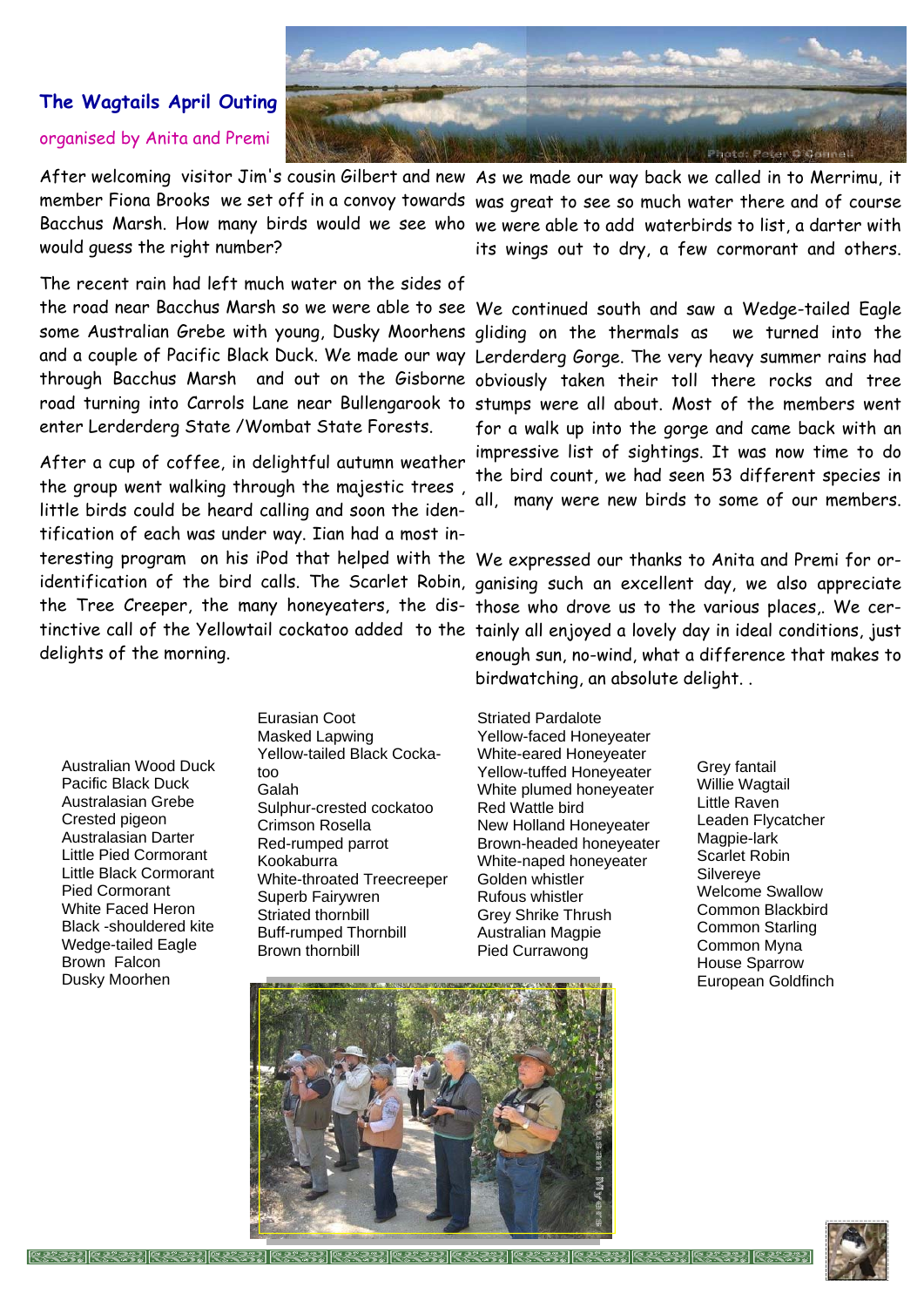## The Wagtails April Outing

organised by Anita and Premi

After welcoming visitor Jim's cousin Gilbert and new member Fiona Brooks we set off in a convoy towards Bacchus Marsh. How many birds would we see who would guess the right number?

The recent rain had left much water on the sides of the road near Bacchus Marsh so we were able to see some Australian Grebe with young, Dusky Moorhens and a couple of Pacific Black Duck. We made our way through Bacchus Marsh and out on the Gisborne road turning into Carrols Lane near Bullengarook to enter Lerderderg State /Wombat State Forests.

After a cup of coffee, in delightful autumn weather the group went walking through the majestic trees , little birds could be heard calling and soon the identification of each was under way. Iian had a most interesting program on his iPod that helped with the identification of the bird calls. The Scarlet Robin, the Tree Creeper, the many honeyeaters, the distinctive call of the Yellowtail cockatoo added to the delights of the morning.

As we made our way back we called in to Merrimu, it was great to see so much water there and of course we were able to add waterbirds to list, a darter with its wings out to dry, a few cormorant and others.

We continued south and saw a Wedge-tailed Eagle gliding on the thermals as we turned into the Lerderderg Gorge. The very heavy summer rains had obviously taken their toll there rocks and tree stumps were all about. Most of the members went for a walk up into the gorge and came back with an impressive list of sightings. It was now time to do the bird count, we had seen 53 different species in all, many were new birds to some of our members.

We expressed our thanks to Anita and Premi for organising such an excellent day, we also appreciate those who drove us to the various places,. We certainly all enjoyed a lovely day in ideal conditions, just enough sun, no-wind, what a difference that makes to birdwatching, an absolute delight. .

Australian Wood Duck
Pacific Black Duck
Australasian Grebe
Crested pigeon
Australasian Darter
Little Pied Cormorant
Little Black Cormorant
Pied Cormorant
White Faced Heron
Black -shouldered kite
Wedge-tailed Eagle
Brown Falcon
Dusky Moorhen

Eurasian Coot
Masked Lapwing
Yellow-tailed Black Cockatoo
Galah
Sulphur-crested cockatoo
Crimson Rosella
Red-rumped parrot
Kookaburra
White-throated Treecreeper
Superb Fairywren
Striated thornbill
Buff-rumped Thornbill
Brown thornbill

Striated Pardalote
Yellow-faced Honeyeater
White-eared Honeyeater
Yellow-tuffed Honeyeater
White plumed honeyeater
Red Wattle bird
New Holland Honeyeater
Brown-headed honeyeater
White-naped honeyeater
Golden whistler
Rufous whistler
Grey Shrike Thrush
Australian Magpie
Pied Currawong

Grey fantail
Willie Wagtail
Little Raven
Leaden Flycatcher
Magpie-lark
Scarlet Robin
Silvereye
Welcome Swallow
Common Blackbird
Common Starling
Common Myna
House Sparrow
European Goldfinch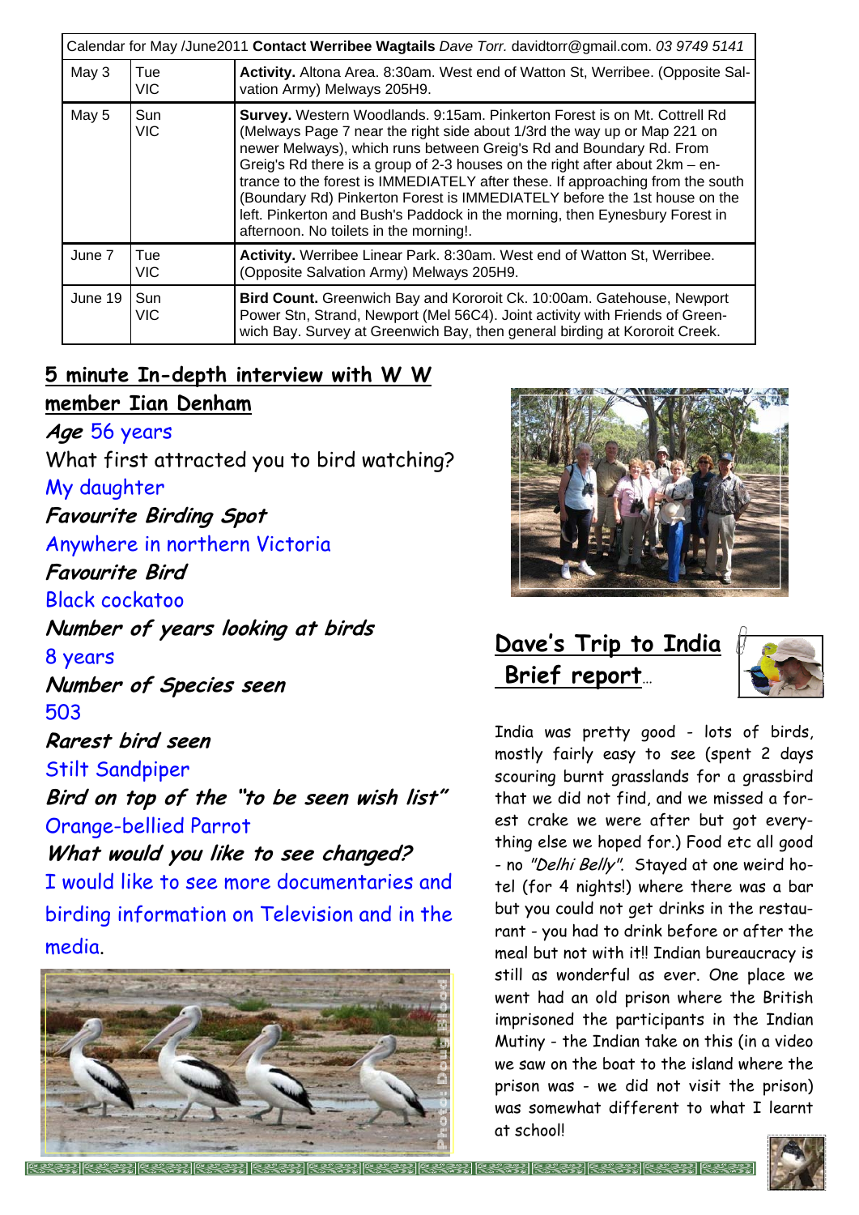| Calendar for May /June2011 **Contact Werribee Wagtails** *Dave Torr.* davidtorr@gmail.com. *03 9749 5141* | | |
|---|---|---|
| May 3 | Tue VIC | **Activity.** Altona Area. 8:30am. West end of Watton St, Werribee. (Opposite Salvation Army) Melways 205H9. |
| May 5 | Sun VIC | **Survey.** Western Woodlands. 9:15am. Pinkerton Forest is on Mt. Cottrell Rd (Melways Page 7 near the right side about 1/3rd the way up or Map 221 on newer Melways), which runs between Greig's Rd and Boundary Rd. From Greig's Rd there is a group of 2-3 houses on the right after about 2km – entrance to the forest is IMMEDIATELY after these. If approaching from the south (Boundary Rd) Pinkerton Forest is IMMEDIATELY before the 1st house on the left. Pinkerton and Bush's Paddock in the morning, then Eynesbury Forest in afternoon. No toilets in the morning!. |
| June 7 | Tue VIC | **Activity.** Werribee Linear Park. 8:30am. West end of Watton St, Werribee. (Opposite Salvation Army) Melways 205H9. |
| June 19 | Sun VIC | **Bird Count.** Greenwich Bay and Kororoit Ck. 10:00am. Gatehouse, Newport Power Stn, Strand, Newport (Mel 56C4). Joint activity with Friends of Greenwich Bay. Survey at Greenwich Bay, then general birding at Kororoit Creek. |

## 5 minute In-depth interview with W W member Ian Denham

***Age*** 56 years

What first attracted you to bird watching?

My daughter

***Favourite Birding Spot***

Anywhere in northern Victoria

***Favourite Bird***

Black cockatoo

***Number of years looking at birds***

8 years

***Number of Species seen***

503

***Rarest bird seen***

Stilt Sandpiper

***Bird on top of the "to be seen wish list"***

Orange-bellied Parrot

***What would you like to see changed?***

I would like to see more documentaries and birding information on Television and in the media.

Photo: Doug Elford

## Dave's Trip to India Brief report...

India was pretty good - lots of birds, mostly fairly easy to see (spent 2 days scouring burnt grasslands for a grassbird that we did not find, and we missed a forest crake we were after but got everything else we hoped for.) Food etc all good - no *"Delhi Belly"*. Stayed at one weird hotel (for 4 nights!) where there was a bar but you could not get drinks in the restaurant - you had to drink before or after the meal but not with it!! Indian bureaucracy is still as wonderful as ever. One place we went had an old prison where the British imprisoned the participants in the Indian Mutiny - the Indian take on this (in a video we saw on the boat to the island where the prison was - we did not visit the prison) was somewhat different to what I learnt at school!